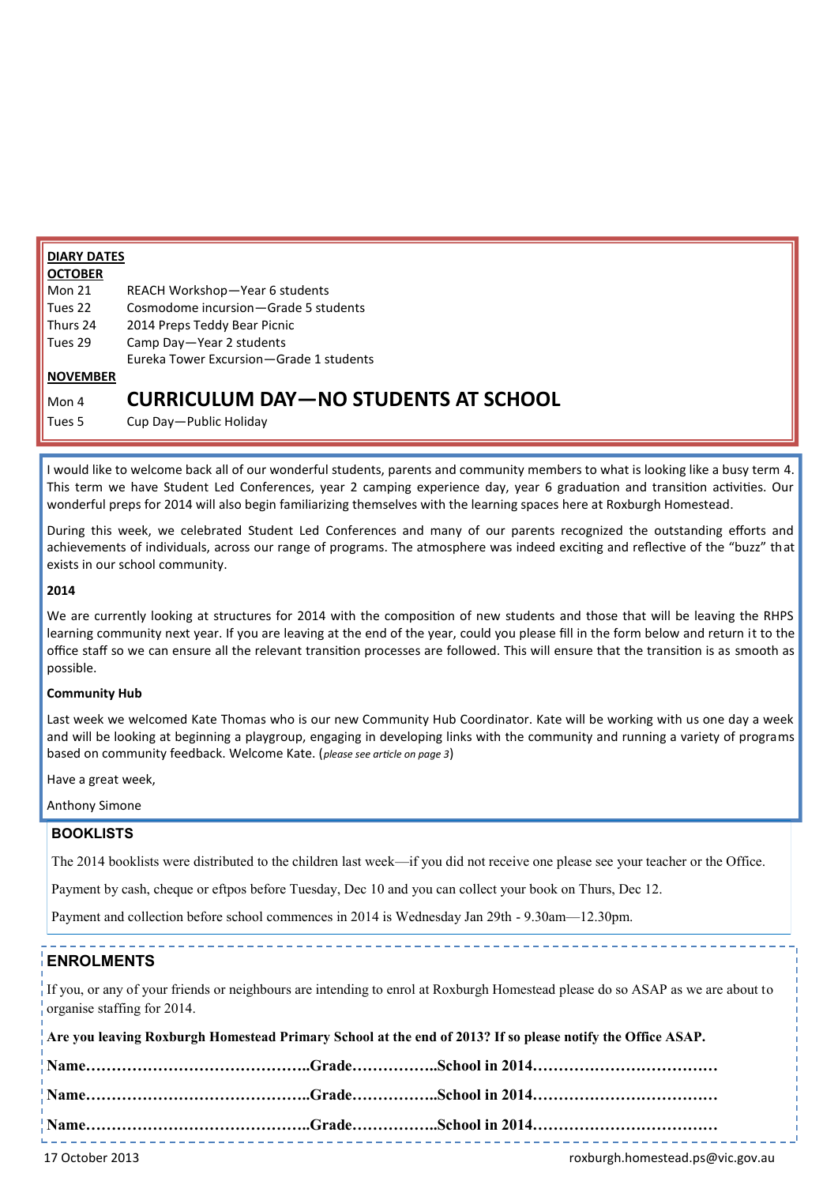## DIARY DATES

**OCTOBER**

| | |
|---|---|
| Mon 21 | REACH Workshop—Year 6 students |
| Tues 22 | Cosmodome incursion—Grade 5 students |
| Thurs 24 | 2014 Preps Teddy Bear Picnic |
| Tues 29 | Camp Day—Year 2 students |
| | Eureka Tower Excursion—Grade 1 students |

**NOVEMBER**

| | |
|---|---|
| Mon 4 | **CURRICULUM DAY—NO STUDENTS AT SCHOOL** |
| Tues 5 | Cup Day—Public Holiday |

I would like to welcome back all of our wonderful students, parents and community members to what is looking like a busy term 4. This term we have Student Led Conferences, year 2 camping experience day, year 6 graduation and transition activities. Our wonderful preps for 2014 will also begin familiarizing themselves with the learning spaces here at Roxburgh Homestead.

During this week, we celebrated Student Led Conferences and many of our parents recognized the outstanding efforts and achievements of individuals, across our range of programs. The atmosphere was indeed exciting and reflective of the "buzz" that exists in our school community.

**2014**

We are currently looking at structures for 2014 with the composition of new students and those that will be leaving the RHPS learning community next year. If you are leaving at the end of the year, could you please fill in the form below and return it to the office staff so we can ensure all the relevant transition processes are followed. This will ensure that the transition is as smooth as possible.

**Community Hub**

Last week we welcomed Kate Thomas who is our new Community Hub Coordinator. Kate will be working with us one day a week and will be looking at beginning a playgroup, engaging in developing links with the community and running a variety of programs based on community feedback. Welcome Kate. (*please see article on page 3*)

Have a great week,

Anthony Simone

## BOOKLISTS

The 2014 booklists were distributed to the children last week—if you did not receive one please see your teacher or the Office.

Payment by cash, cheque or eftpos before Tuesday, Dec 10 and you can collect your book on Thurs, Dec 12.

Payment and collection before school commences in 2014 is Wednesday Jan 29th - 9.30am—12.30pm.

## ENROLMENTS

If you, or any of your friends or neighbours are intending to enrol at Roxburgh Homestead please do so ASAP as we are about to organise staffing for 2014.

**Are you leaving Roxburgh Homestead Primary School at the end of 2013? If so please notify the Office ASAP.**

**Name……………………………………..Grade……………..School in 2014………………………………**

**Name……………………………………..Grade……………..School in 2014………………………………**

**Name……………………………………..Grade……………..School in 2014………………………………**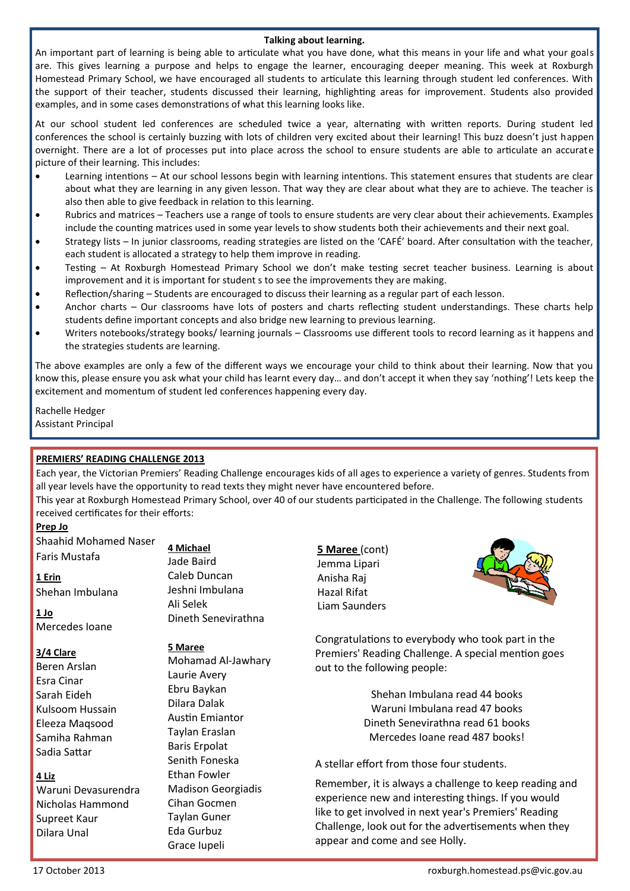**Talking about learning.**

An important part of learning is being able to articulate what you have done, what this means in your life and what your goals are. This gives learning a purpose and helps to engage the learner, encouraging deeper meaning. This week at Roxburgh Homestead Primary School, we have encouraged all students to articulate this learning through student led conferences. With the support of their teacher, students discussed their learning, highlighting areas for improvement. Students also provided examples, and in some cases demonstrations of what this learning looks like.

At our school student led conferences are scheduled twice a year, alternating with written reports. During student led conferences the school is certainly buzzing with lots of children very excited about their learning! This buzz doesn't just happen overnight. There are a lot of processes put into place across the school to ensure students are able to articulate an accurate picture of their learning. This includes:

- Learning intentions – At our school lessons begin with learning intentions. This statement ensures that students are clear about what they are learning in any given lesson. That way they are clear about what they are to achieve. The teacher is also then able to give feedback in relation to this learning.
- Rubrics and matrices – Teachers use a range of tools to ensure students are very clear about their achievements. Examples include the counting matrices used in some year levels to show students both their achievements and their next goal.
- Strategy lists – In junior classrooms, reading strategies are listed on the 'CAFÉ' board. After consultation with the teacher, each student is allocated a strategy to help them improve in reading.
- Testing – At Roxburgh Homestead Primary School we don't make testing secret teacher business. Learning is about improvement and it is important for student s to see the improvements they are making.
- Reflection/sharing – Students are encouraged to discuss their learning as a regular part of each lesson.
- Anchor charts – Our classrooms have lots of posters and charts reflecting student understandings. These charts help students define important concepts and also bridge new learning to previous learning.
- Writers notebooks/strategy books/ learning journals – Classrooms use different tools to record learning as it happens and the strategies students are learning.

The above examples are only a few of the different ways we encourage your child to think about their learning. Now that you know this, please ensure you ask what your child has learnt every day… and don't accept it when they say 'nothing'! Lets keep the excitement and momentum of student led conferences happening every day.

Rachelle Hedger
Assistant Principal

**PREMIERS' READING CHALLENGE 2013**

Each year, the Victorian Premiers' Reading Challenge encourages kids of all ages to experience a variety of genres. Students from all year levels have the opportunity to read texts they might never have encountered before.
This year at Roxburgh Homestead Primary School, over 40 of our students participated in the Challenge. The following students received certificates for their efforts:

**Prep Jo**
Shaahid Mohamed Naser
Faris Mustafa

**1 Erin**
Shehan Imbulana

**1 Jo**
Mercedes Ioane

**3/4 Clare**
Beren Arslan
Esra Cinar
Sarah Eideh
Kulsoom Hussain
Eleeza Maqsood
Samiha Rahman
Sadia Sattar

**4 Liz**
Waruni Devasurendra
Nicholas Hammond
Supreet Kaur
Dilara Unal

**4 Michael**
Jade Baird
Caleb Duncan
Jeshni Imbulana
Ali Selek
Dineth Senevirathna

**5 Maree**
Mohamad Al-Jawhary
Laurie Avery
Ebru Baykan
Dilara Dalak
Austin Emiantor
Taylan Eraslan
Baris Erpolat
Senith Foneska
Ethan Fowler
Madison Georgiadis
Cihan Gocmen
Taylan Guner
Eda Gurbuz
Grace Iupeli

**5 Maree** (cont)
Jemma Lipari
Anisha Raj
Hazal Rifat
Liam Saunders

Congratulations to everybody who took part in the Premiers' Reading Challenge. A special mention goes out to the following people:

Shehan Imbulana read 44 books
Waruni Imbulana read 47 books
Dineth Senevirathna read 61 books
Mercedes Ioane read 487 books!

A stellar effort from those four students.

Remember, it is always a challenge to keep reading and experience new and interesting things. If you would like to get involved in next year's Premiers' Reading Challenge, look out for the advertisements when they appear and come and see Holly.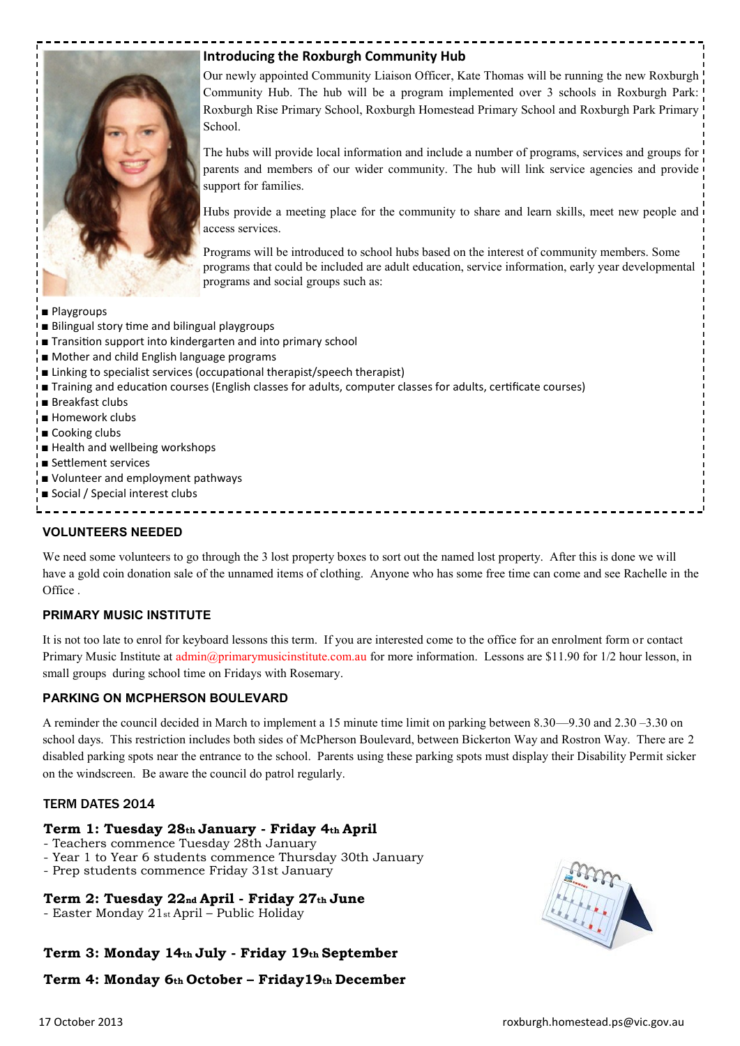## Introducing the Roxburgh Community Hub

Our newly appointed Community Liaison Officer, Kate Thomas will be running the new Roxburgh Community Hub. The hub will be a program implemented over 3 schools in Roxburgh Park: Roxburgh Rise Primary School, Roxburgh Homestead Primary School and Roxburgh Park Primary School.

The hubs will provide local information and include a number of programs, services and groups for parents and members of our wider community. The hub will link service agencies and provide support for families.

Hubs provide a meeting place for the community to share and learn skills, meet new people and access services.

Programs will be introduced to school hubs based on the interest of community members. Some programs that could be included are adult education, service information, early year developmental programs and social groups such as:

- Playgroups
- Bilingual story time and bilingual playgroups
- Transition support into kindergarten and into primary school
- Mother and child English language programs
- Linking to specialist services (occupational therapist/speech therapist)
- Training and education courses (English classes for adults, computer classes for adults, certificate courses)
- Breakfast clubs
- Homework clubs
- Cooking clubs
- Health and wellbeing workshops
- Settlement services
- Volunteer and employment pathways
- Social / Special interest clubs

## VOLUNTEERS NEEDED

We need some volunteers to go through the 3 lost property boxes to sort out the named lost property. After this is done we will have a gold coin donation sale of the unnamed items of clothing. Anyone who has some free time can come and see Rachelle in the Office .

## PRIMARY MUSIC INSTITUTE

It is not too late to enrol for keyboard lessons this term. If you are interested come to the office for an enrolment form or contact Primary Music Institute at admin@primarymusicinstitute.com.au for more information. Lessons are $11.90 for 1/2 hour lesson, in small groups during school time on Fridays with Rosemary.

## PARKING ON MCPHERSON BOULEVARD

A reminder the council decided in March to implement a 15 minute time limit on parking between 8.30—9.30 and 2.30 –3.30 on school days. This restriction includes both sides of McPherson Boulevard, between Bickerton Way and Rostron Way. There are 2 disabled parking spots near the entrance to the school. Parents using these parking spots must display their Disability Permit sicker on the windscreen. Be aware the council do patrol regularly.

## TERM DATES 2014

**Term 1: Tuesday 28th January - Friday 4th April**
- Teachers commence Tuesday 28th January
- Year 1 to Year 6 students commence Thursday 30th January
- Prep students commence Friday 31st January

**Term 2: Tuesday 22nd April - Friday 27th June**
- Easter Monday 21st April – Public Holiday

**Term 3: Monday 14th July - Friday 19th September**

**Term 4: Monday 6th October – Friday19th December**